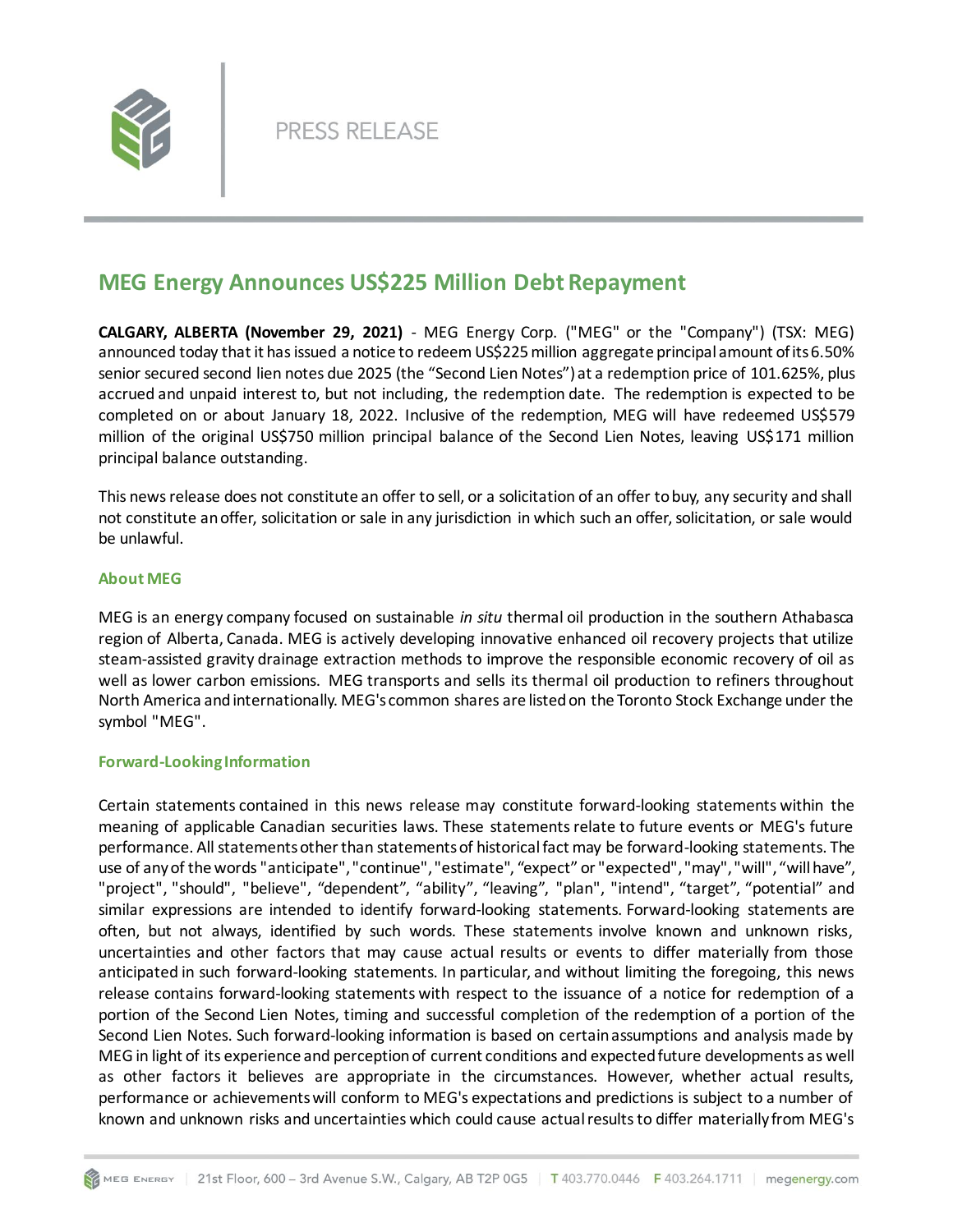PRESS RELEASE

# MEG Energy Announces US$225 Million Debt Repayment

**CALGARY, ALBERTA (November 29, 2021)** - MEG Energy Corp. ("MEG" or the "Company") (TSX: MEG) announced today that it has issued a notice to redeem US$225 million aggregate principal amount of its 6.50% senior secured second lien notes due 2025 (the "Second Lien Notes") at a redemption price of 101.625%, plus accrued and unpaid interest to, but not including, the redemption date. The redemption is expected to be completed on or about January 18, 2022. Inclusive of the redemption, MEG will have redeemed US$579 million of the original US$750 million principal balance of the Second Lien Notes, leaving US$171 million principal balance outstanding.

This news release does not constitute an offer to sell, or a solicitation of an offer to buy, any security and shall not constitute an offer, solicitation or sale in any jurisdiction in which such an offer, solicitation, or sale would be unlawful.

## About MEG

MEG is an energy company focused on sustainable *in situ* thermal oil production in the southern Athabasca region of Alberta, Canada. MEG is actively developing innovative enhanced oil recovery projects that utilize steam-assisted gravity drainage extraction methods to improve the responsible economic recovery of oil as well as lower carbon emissions. MEG transports and sells its thermal oil production to refiners throughout North America and internationally. MEG's common shares are listed on the Toronto Stock Exchange under the symbol "MEG".

## Forward-Looking Information

Certain statements contained in this news release may constitute forward-looking statements within the meaning of applicable Canadian securities laws. These statements relate to future events or MEG's future performance. All statements other than statements of historical fact may be forward-looking statements. The use of any of the words "anticipate", "continue", "estimate", "expect" or "expected", "may", "will", "will have", "project", "should", "believe", "dependent", "ability", "leaving", "plan", "intend", "target", "potential" and similar expressions are intended to identify forward-looking statements. Forward-looking statements are often, but not always, identified by such words. These statements involve known and unknown risks, uncertainties and other factors that may cause actual results or events to differ materially from those anticipated in such forward-looking statements. In particular, and without limiting the foregoing, this news release contains forward-looking statements with respect to the issuance of a notice for redemption of a portion of the Second Lien Notes, timing and successful completion of the redemption of a portion of the Second Lien Notes. Such forward-looking information is based on certain assumptions and analysis made by MEG in light of its experience and perception of current conditions and expected future developments as well as other factors it believes are appropriate in the circumstances. However, whether actual results, performance or achievements will conform to MEG's expectations and predictions is subject to a number of known and unknown risks and uncertainties which could cause actual results to differ materially from MEG's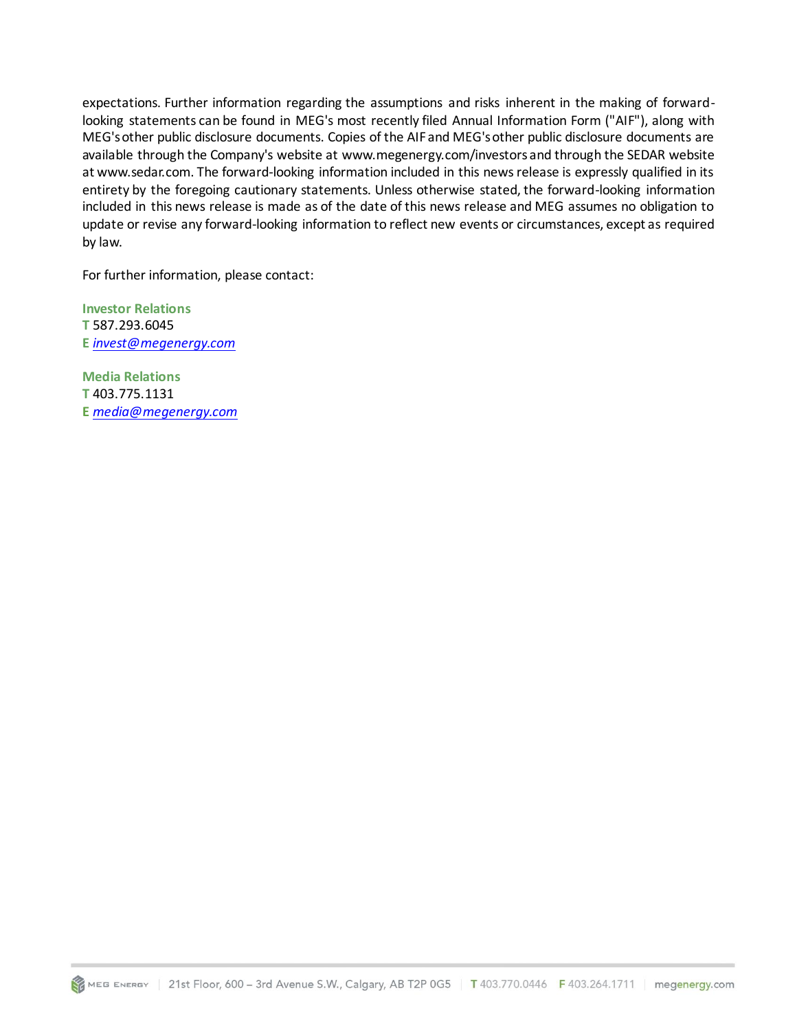expectations. Further information regarding the assumptions and risks inherent in the making of forward-looking statements can be found in MEG's most recently filed Annual Information Form ("AIF"), along with MEG's other public disclosure documents. Copies of the AIF and MEG's other public disclosure documents are available through the Company's website at www.megenergy.com/investors and through the SEDAR website at www.sedar.com. The forward-looking information included in this news release is expressly qualified in its entirety by the foregoing cautionary statements. Unless otherwise stated, the forward-looking information included in this news release is made as of the date of this news release and MEG assumes no obligation to update or revise any forward-looking information to reflect new events or circumstances, except as required by law.

For further information, please contact:

**Investor Relations**
**T** 587.293.6045
**E** *invest@megenergy.com*

**Media Relations**
**T** 403.775.1131
**E** *media@megenergy.com*